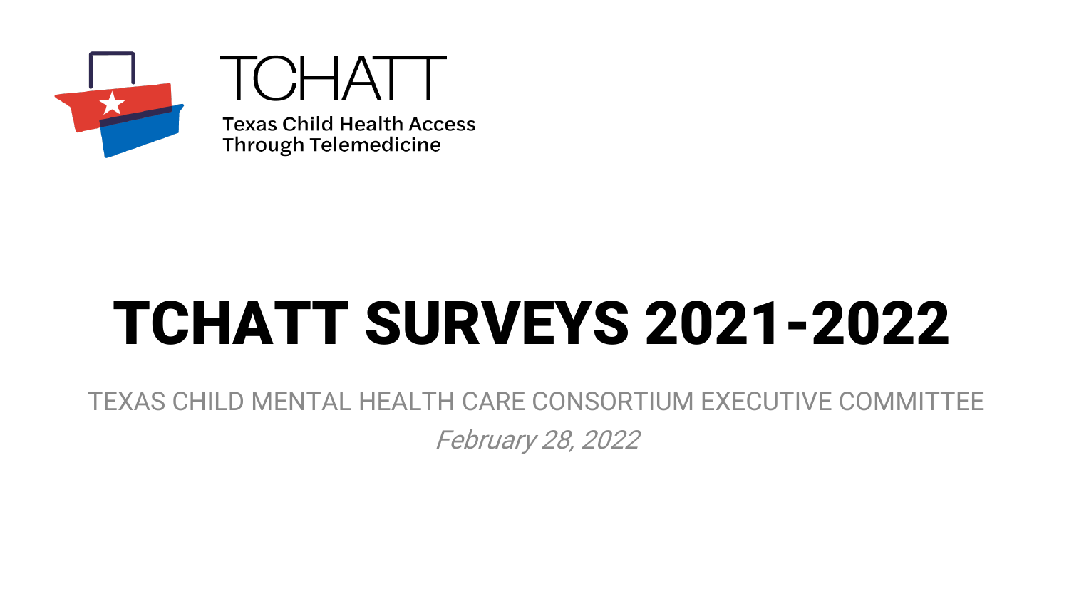TCHATT

Texas Child Health Access Through Telemedicine

# TCHATT SURVEYS 2021-2022

TEXAS CHILD MENTAL HEALTH CARE CONSORTIUM EXECUTIVE COMMITTEE

*February 28, 2022*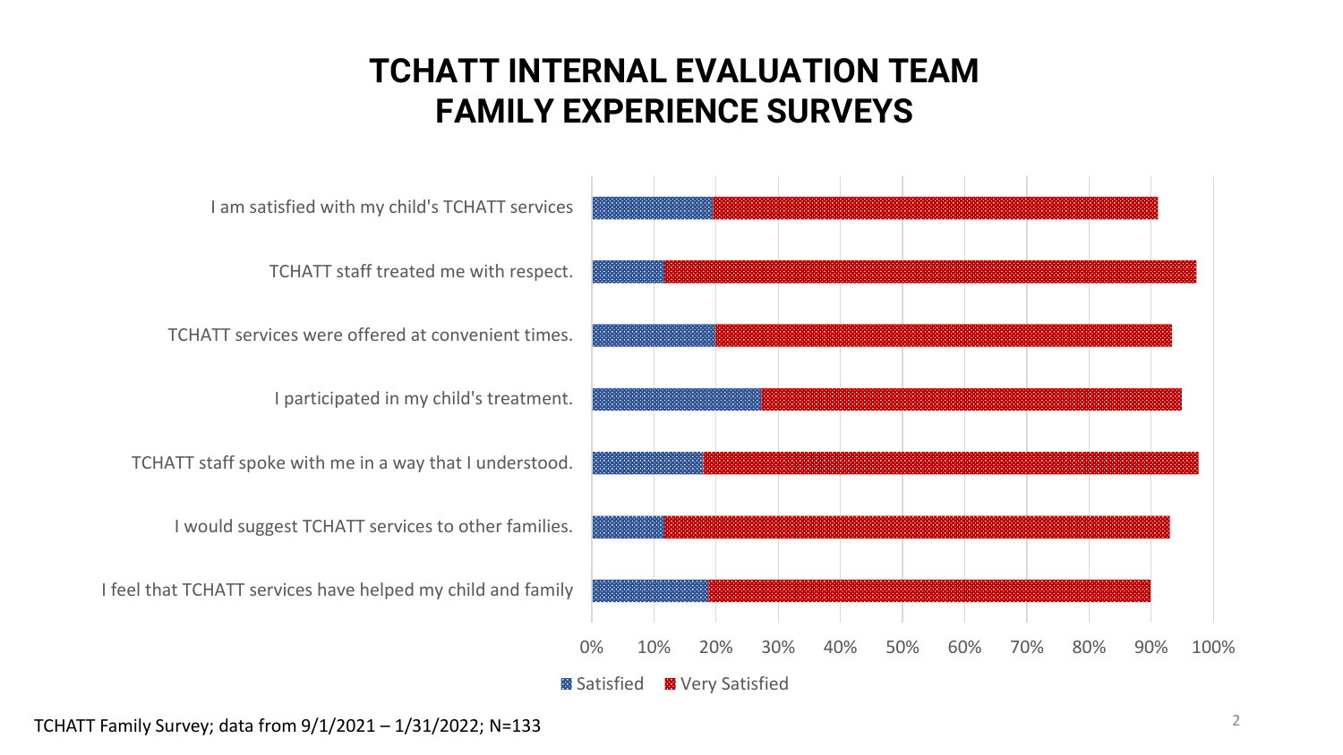# TCHATT INTERNAL EVALUATION TEAM
# FAMILY EXPERIENCE SURVEYS

I am satisfied with my child's TCHATT services

TCHATT staff treated me with respect.

TCHATT services were offered at convenient times.

I participated in my child's treatment.

TCHATT staff spoke with me in a way that I understood.

I would suggest TCHATT services to other families.

I feel that TCHATT services have helped my child and family

0% 10% 20% 30% 40% 50% 60% 70% 80% 90% 100%

Satisfied    Very Satisfied

TCHATT Family Survey; data from 9/1/2021 – 1/31/2022; N=133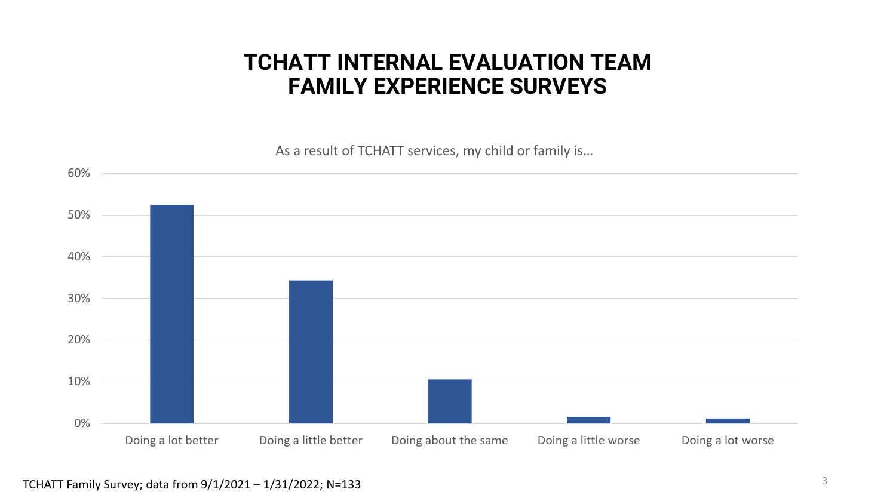# TCHATT INTERNAL EVALUATION TEAM
# FAMILY EXPERIENCE SURVEYS

As a result of TCHATT services, my child or family is…

60%
50%
40%
30%
20%
10%
0%

Doing a lot better | Doing a little better | Doing about the same | Doing a little worse | Doing a lot worse

TCHATT Family Survey; data from 9/1/2021 – 1/31/2022; N=133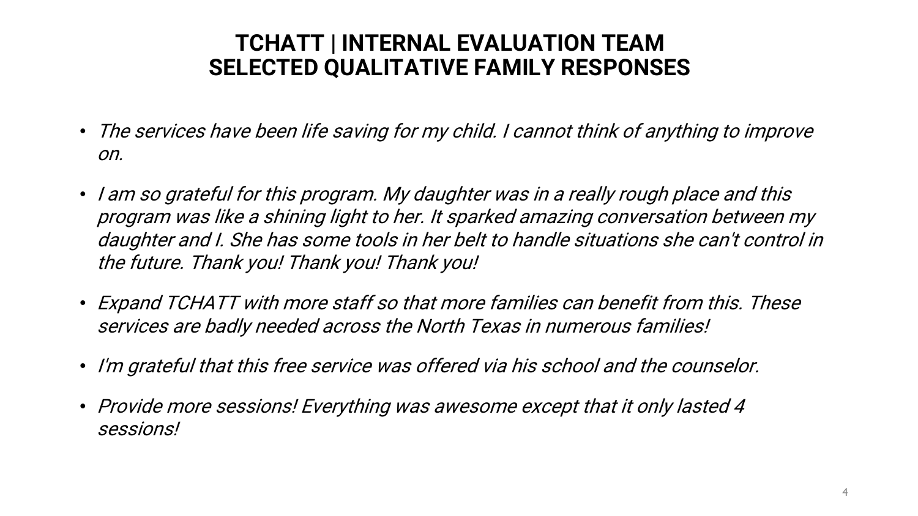# TCHATT | INTERNAL EVALUATION TEAM
# SELECTED QUALITATIVE FAMILY RESPONSES

- *The services have been life saving for my child. I cannot think of anything to improve on.*
- *I am so grateful for this program. My daughter was in a really rough place and this program was like a shining light to her. It sparked amazing conversation between my daughter and I. She has some tools in her belt to handle situations she can't control in the future. Thank you! Thank you! Thank you!*
- *Expand TCHATT with more staff so that more families can benefit from this. These services are badly needed across the North Texas in numerous families!*
- *I'm grateful that this free service was offered via his school and the counselor.*
- *Provide more sessions! Everything was awesome except that it only lasted 4 sessions!*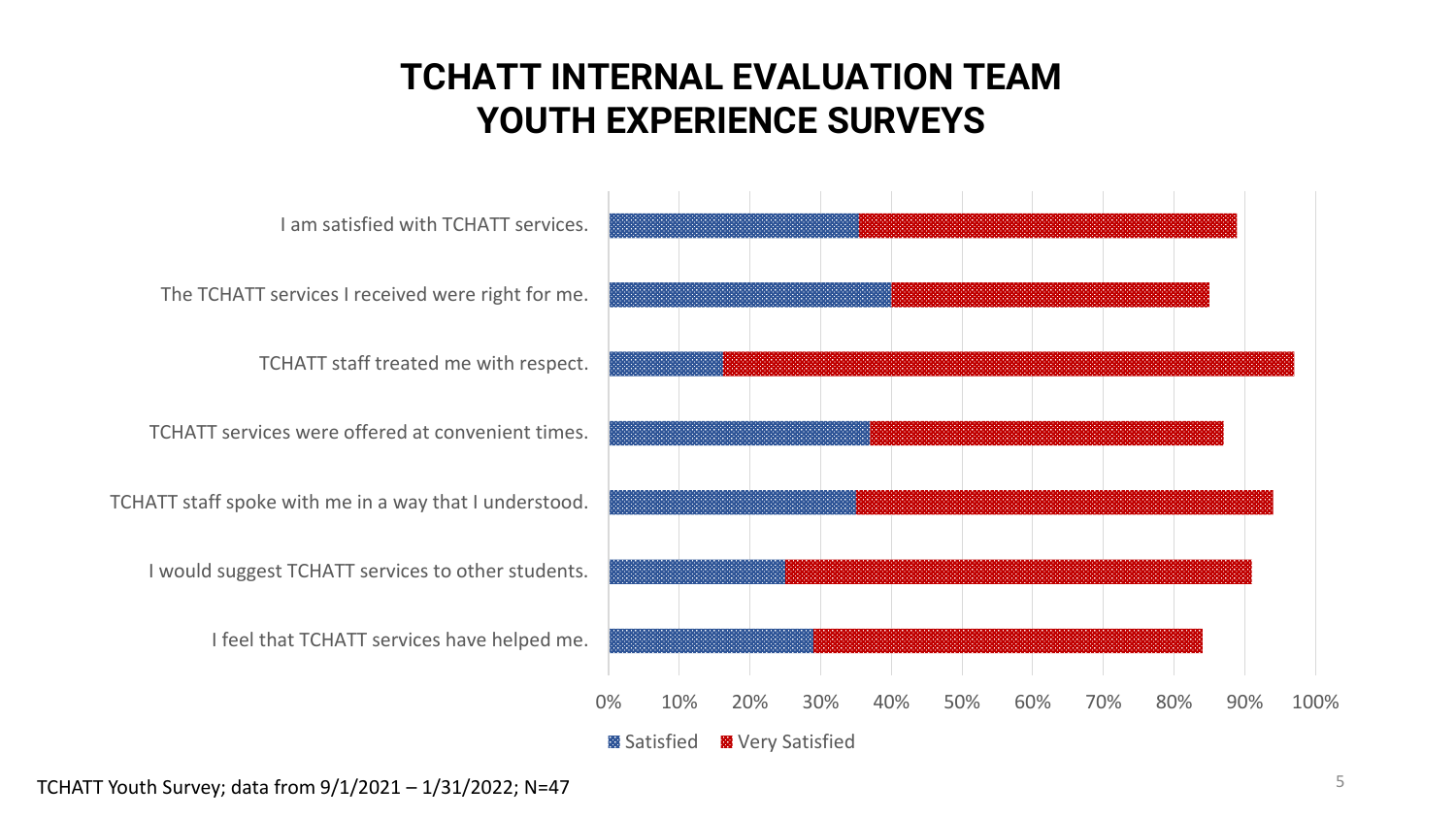# TCHATT INTERNAL EVALUATION TEAM
# YOUTH EXPERIENCE SURVEYS

I am satisfied with TCHATT services.

The TCHATT services I received were right for me.

TCHATT staff treated me with respect.

TCHATT services were offered at convenient times.

TCHATT staff spoke with me in a way that I understood.

I would suggest TCHATT services to other students.

I feel that TCHATT services have helped me.

0% 10% 20% 30% 40% 50% 60% 70% 80% 90% 100%

Satisfied Very Satisfied

TCHATT Youth Survey; data from 9/1/2021 – 1/31/2022; N=47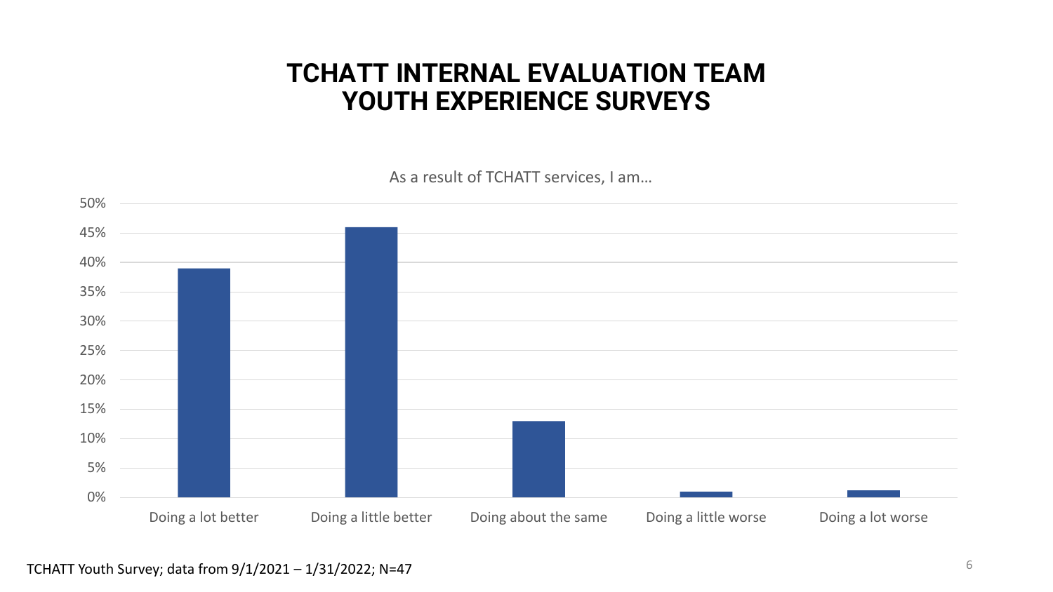# TCHATT INTERNAL EVALUATION TEAM
# YOUTH EXPERIENCE SURVEYS

As a result of TCHATT services, I am…

| Response | Percent (approx.) |
|---|---|
| Doing a lot better | 39% |
| Doing a little better | 46% |
| Doing about the same | 13% |
| Doing a little worse | 1% |
| Doing a lot worse | 1% |

TCHATT Youth Survey; data from 9/1/2021 – 1/31/2022; N=47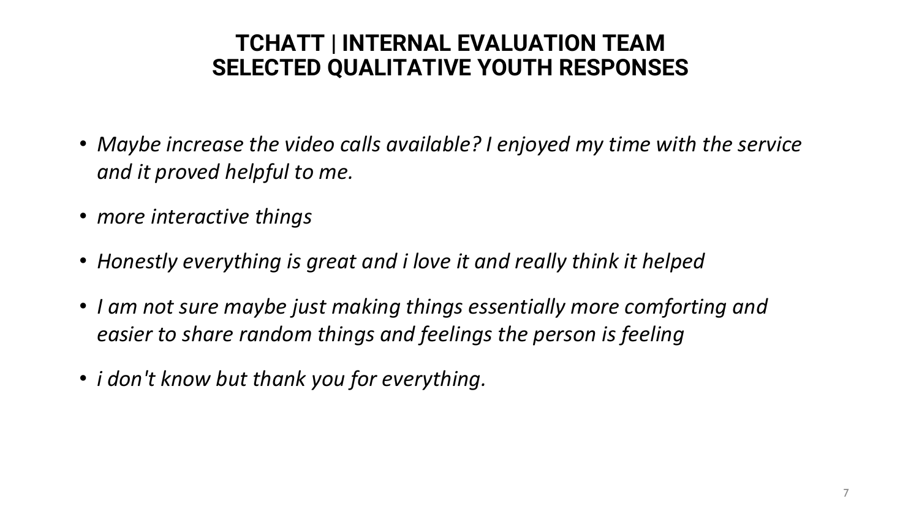# TCHATT | INTERNAL EVALUATION TEAM
# SELECTED QUALITATIVE YOUTH RESPONSES

- *Maybe increase the video calls available? I enjoyed my time with the service and it proved helpful to me.*
- *more interactive things*
- *Honestly everything is great and i love it and really think it helped*
- *I am not sure maybe just making things essentially more comforting and easier to share random things and feelings the person is feeling*
- *i don't know but thank you for everything.*